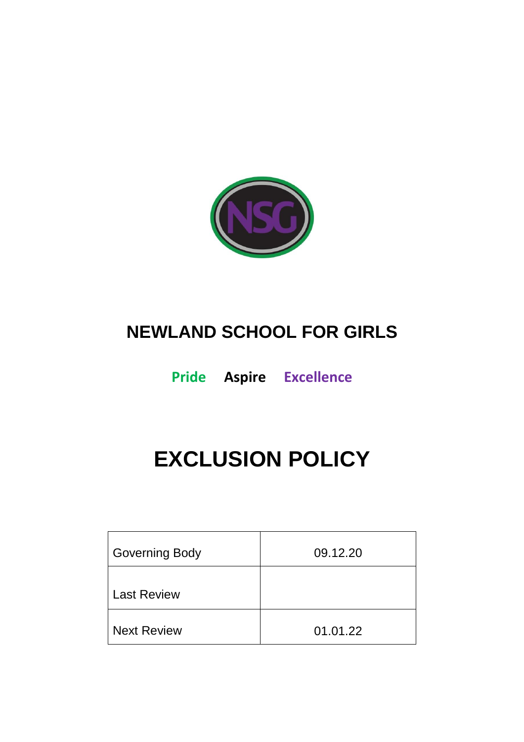# NEWLAND SCHOOL FOR GIRLS

**Pride Aspire Excellence**

# EXCLUSION POLICY

| Governing Body | 09.12.20 |
|---|---|
| Last Review | |
| Next Review | 01.01.22 |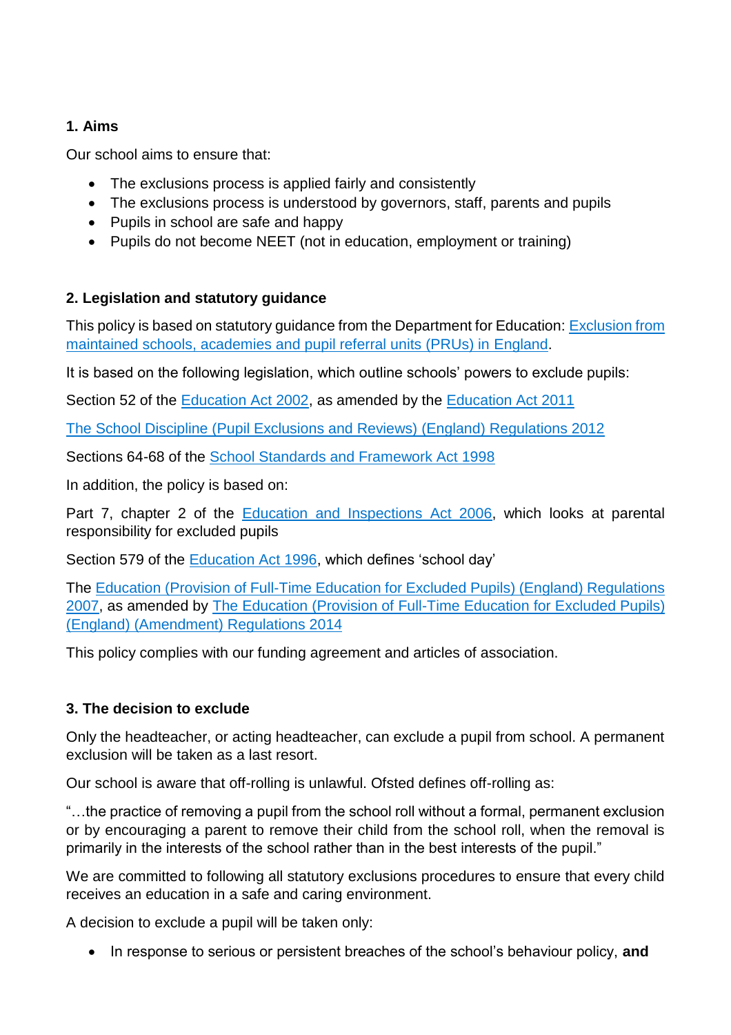## 1. Aims

Our school aims to ensure that:

- The exclusions process is applied fairly and consistently
- The exclusions process is understood by governors, staff, parents and pupils
- Pupils in school are safe and happy
- Pupils do not become NEET (not in education, employment or training)

## 2. Legislation and statutory guidance

This policy is based on statutory guidance from the Department for Education: Exclusion from maintained schools, academies and pupil referral units (PRUs) in England.

It is based on the following legislation, which outline schools' powers to exclude pupils:

Section 52 of the Education Act 2002, as amended by the Education Act 2011

The School Discipline (Pupil Exclusions and Reviews) (England) Regulations 2012

Sections 64-68 of the School Standards and Framework Act 1998

In addition, the policy is based on:

Part 7, chapter 2 of the Education and Inspections Act 2006, which looks at parental responsibility for excluded pupils

Section 579 of the Education Act 1996, which defines 'school day'

The Education (Provision of Full-Time Education for Excluded Pupils) (England) Regulations 2007, as amended by The Education (Provision of Full-Time Education for Excluded Pupils) (England) (Amendment) Regulations 2014

This policy complies with our funding agreement and articles of association.

## 3. The decision to exclude

Only the headteacher, or acting headteacher, can exclude a pupil from school. A permanent exclusion will be taken as a last resort.

Our school is aware that off-rolling is unlawful. Ofsted defines off-rolling as:

"…the practice of removing a pupil from the school roll without a formal, permanent exclusion or by encouraging a parent to remove their child from the school roll, when the removal is primarily in the interests of the school rather than in the best interests of the pupil."

We are committed to following all statutory exclusions procedures to ensure that every child receives an education in a safe and caring environment.

A decision to exclude a pupil will be taken only:

- In response to serious or persistent breaches of the school's behaviour policy, **and**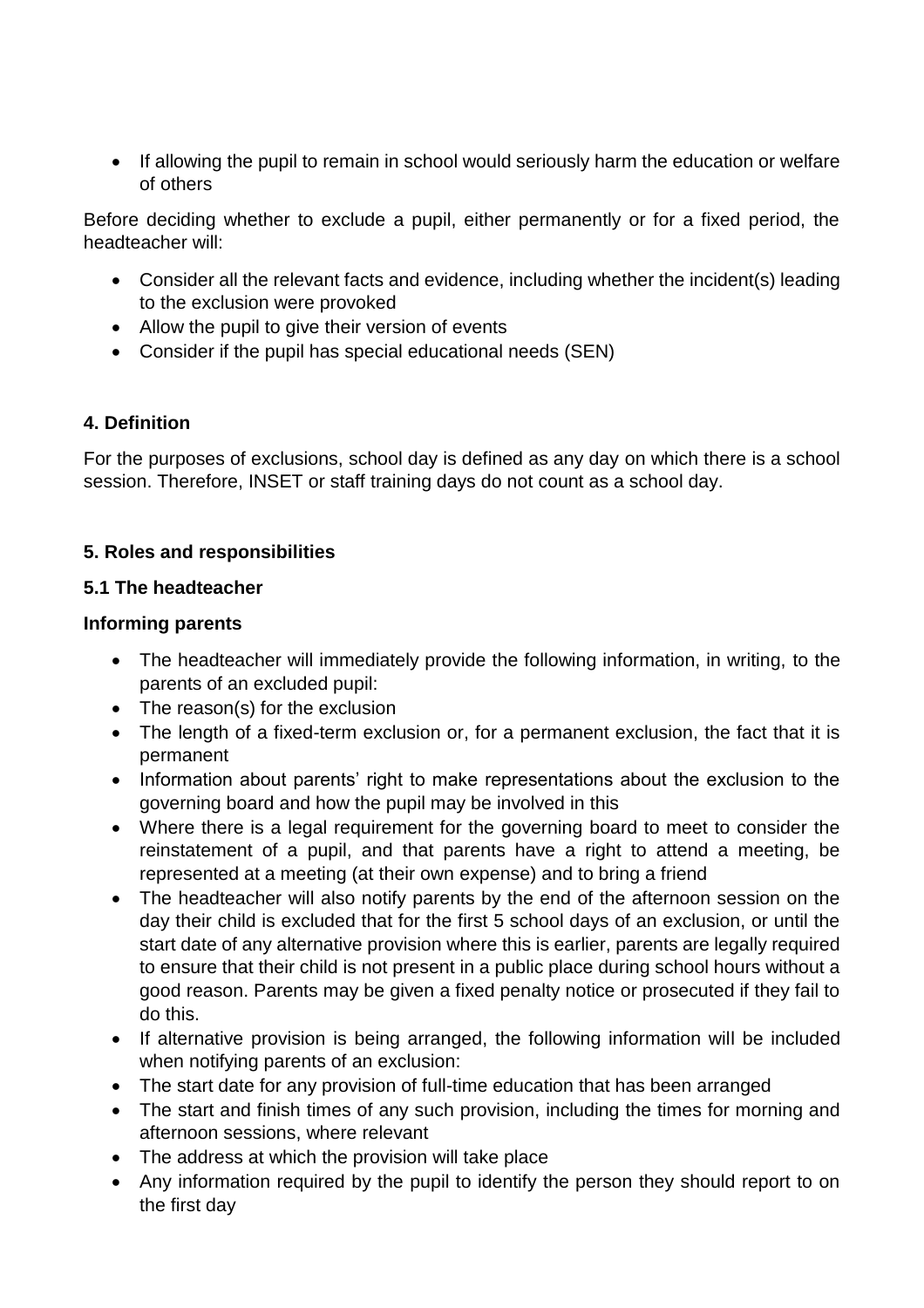- If allowing the pupil to remain in school would seriously harm the education or welfare of others

Before deciding whether to exclude a pupil, either permanently or for a fixed period, the headteacher will:

- Consider all the relevant facts and evidence, including whether the incident(s) leading to the exclusion were provoked
- Allow the pupil to give their version of events
- Consider if the pupil has special educational needs (SEN)

**4. Definition**

For the purposes of exclusions, school day is defined as any day on which there is a school session. Therefore, INSET or staff training days do not count as a school day.

**5. Roles and responsibilities**

**5.1 The headteacher**

**Informing parents**

- The headteacher will immediately provide the following information, in writing, to the parents of an excluded pupil:
- The reason(s) for the exclusion
- The length of a fixed-term exclusion or, for a permanent exclusion, the fact that it is permanent
- Information about parents' right to make representations about the exclusion to the governing board and how the pupil may be involved in this
- Where there is a legal requirement for the governing board to meet to consider the reinstatement of a pupil, and that parents have a right to attend a meeting, be represented at a meeting (at their own expense) and to bring a friend
- The headteacher will also notify parents by the end of the afternoon session on the day their child is excluded that for the first 5 school days of an exclusion, or until the start date of any alternative provision where this is earlier, parents are legally required to ensure that their child is not present in a public place during school hours without a good reason. Parents may be given a fixed penalty notice or prosecuted if they fail to do this.
- If alternative provision is being arranged, the following information will be included when notifying parents of an exclusion:
- The start date for any provision of full-time education that has been arranged
- The start and finish times of any such provision, including the times for morning and afternoon sessions, where relevant
- The address at which the provision will take place
- Any information required by the pupil to identify the person they should report to on the first day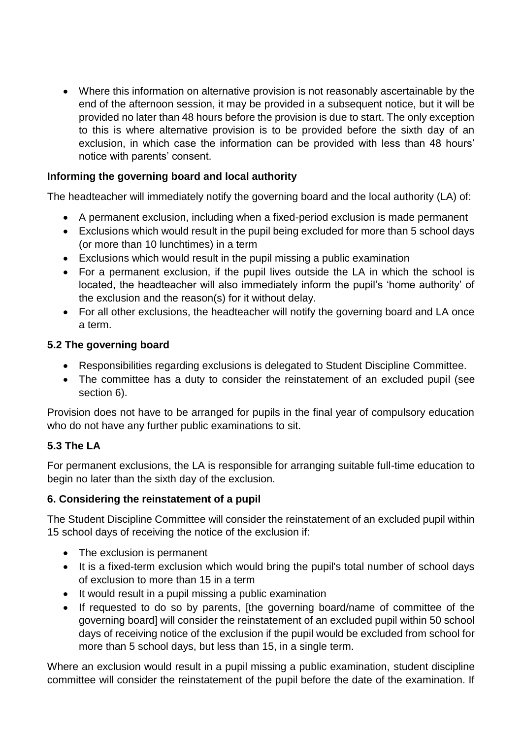- Where this information on alternative provision is not reasonably ascertainable by the end of the afternoon session, it may be provided in a subsequent notice, but it will be provided no later than 48 hours before the provision is due to start. The only exception to this is where alternative provision is to be provided before the sixth day of an exclusion, in which case the information can be provided with less than 48 hours' notice with parents' consent.

**Informing the governing board and local authority**

The headteacher will immediately notify the governing board and the local authority (LA) of:

- A permanent exclusion, including when a fixed-period exclusion is made permanent
- Exclusions which would result in the pupil being excluded for more than 5 school days (or more than 10 lunchtimes) in a term
- Exclusions which would result in the pupil missing a public examination
- For a permanent exclusion, if the pupil lives outside the LA in which the school is located, the headteacher will also immediately inform the pupil's 'home authority' of the exclusion and the reason(s) for it without delay.
- For all other exclusions, the headteacher will notify the governing board and LA once a term.

### 5.2 The governing board

- Responsibilities regarding exclusions is delegated to Student Discipline Committee.
- The committee has a duty to consider the reinstatement of an excluded pupil (see section 6).

Provision does not have to be arranged for pupils in the final year of compulsory education who do not have any further public examinations to sit.

### 5.3 The LA

For permanent exclusions, the LA is responsible for arranging suitable full-time education to begin no later than the sixth day of the exclusion.

## 6. Considering the reinstatement of a pupil

The Student Discipline Committee will consider the reinstatement of an excluded pupil within 15 school days of receiving the notice of the exclusion if:

- The exclusion is permanent
- It is a fixed-term exclusion which would bring the pupil's total number of school days of exclusion to more than 15 in a term
- It would result in a pupil missing a public examination
- If requested to do so by parents, [the governing board/name of committee of the governing board] will consider the reinstatement of an excluded pupil within 50 school days of receiving notice of the exclusion if the pupil would be excluded from school for more than 5 school days, but less than 15, in a single term.

Where an exclusion would result in a pupil missing a public examination, student discipline committee will consider the reinstatement of the pupil before the date of the examination. If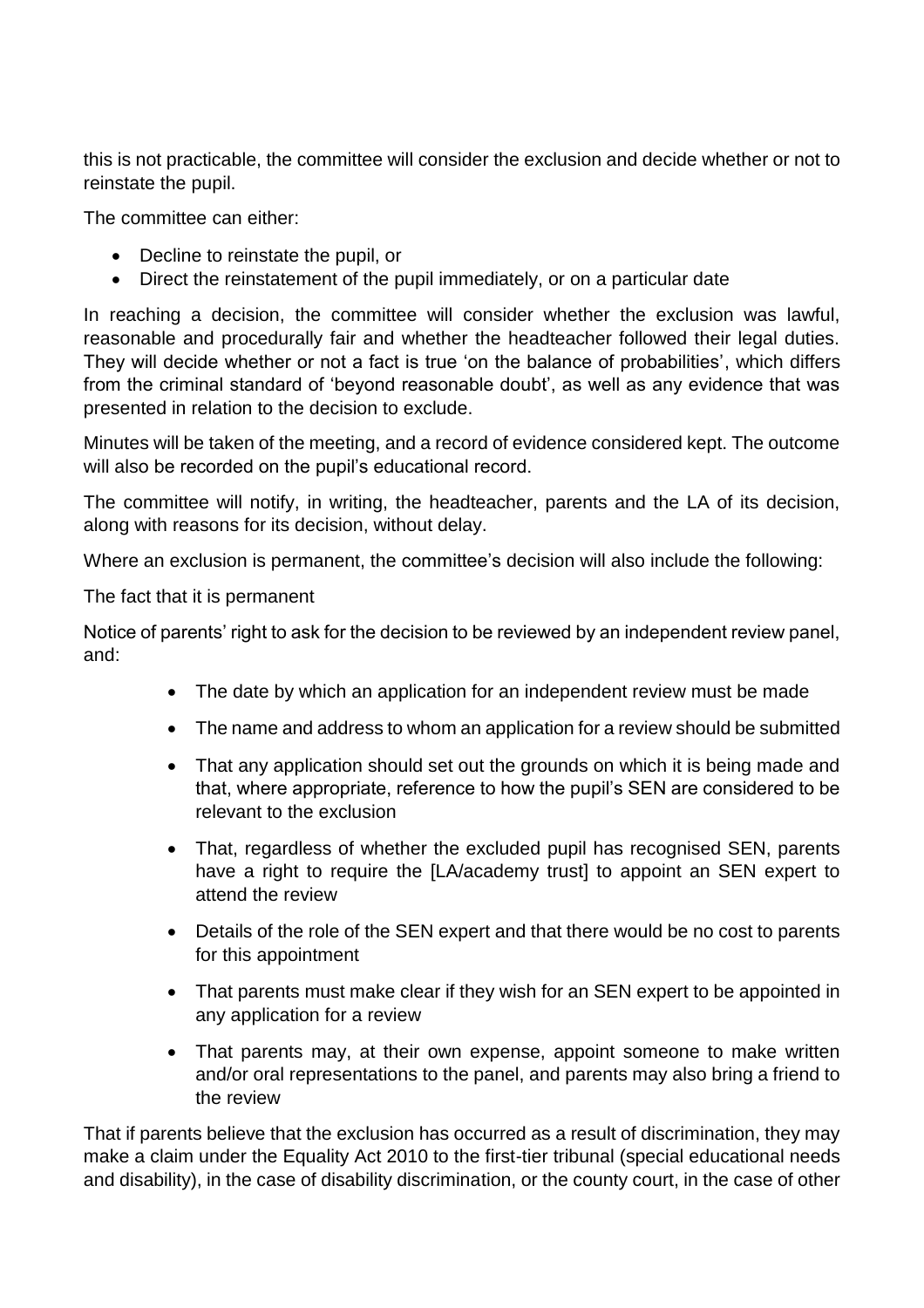this is not practicable, the committee will consider the exclusion and decide whether or not to reinstate the pupil.

The committee can either:

- Decline to reinstate the pupil, or
- Direct the reinstatement of the pupil immediately, or on a particular date

In reaching a decision, the committee will consider whether the exclusion was lawful, reasonable and procedurally fair and whether the headteacher followed their legal duties. They will decide whether or not a fact is true 'on the balance of probabilities', which differs from the criminal standard of 'beyond reasonable doubt', as well as any evidence that was presented in relation to the decision to exclude.

Minutes will be taken of the meeting, and a record of evidence considered kept. The outcome will also be recorded on the pupil's educational record.

The committee will notify, in writing, the headteacher, parents and the LA of its decision, along with reasons for its decision, without delay.

Where an exclusion is permanent, the committee's decision will also include the following:

The fact that it is permanent

Notice of parents' right to ask for the decision to be reviewed by an independent review panel, and:

- The date by which an application for an independent review must be made
- The name and address to whom an application for a review should be submitted
- That any application should set out the grounds on which it is being made and that, where appropriate, reference to how the pupil's SEN are considered to be relevant to the exclusion
- That, regardless of whether the excluded pupil has recognised SEN, parents have a right to require the [LA/academy trust] to appoint an SEN expert to attend the review
- Details of the role of the SEN expert and that there would be no cost to parents for this appointment
- That parents must make clear if they wish for an SEN expert to be appointed in any application for a review
- That parents may, at their own expense, appoint someone to make written and/or oral representations to the panel, and parents may also bring a friend to the review

That if parents believe that the exclusion has occurred as a result of discrimination, they may make a claim under the Equality Act 2010 to the first-tier tribunal (special educational needs and disability), in the case of disability discrimination, or the county court, in the case of other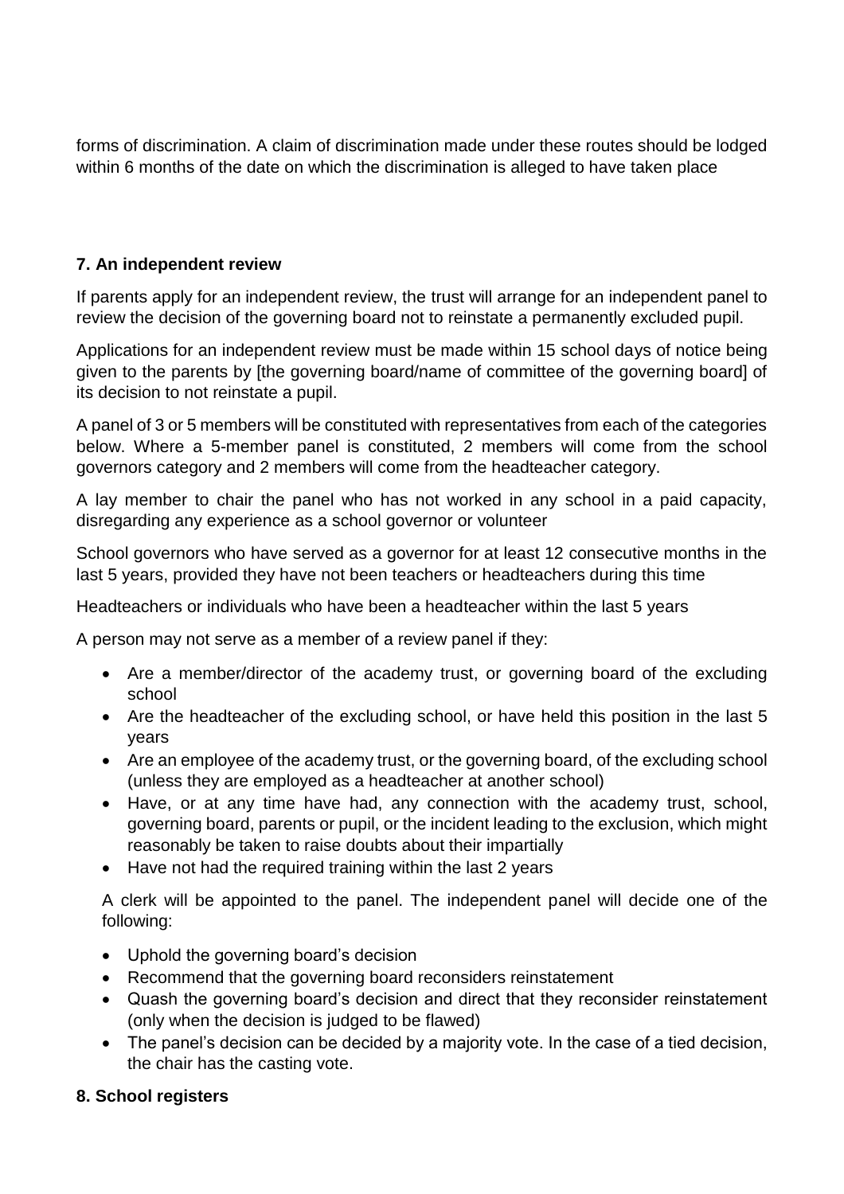forms of discrimination. A claim of discrimination made under these routes should be lodged within 6 months of the date on which the discrimination is alleged to have taken place

## 7. An independent review

If parents apply for an independent review, the trust will arrange for an independent panel to review the decision of the governing board not to reinstate a permanently excluded pupil.

Applications for an independent review must be made within 15 school days of notice being given to the parents by [the governing board/name of committee of the governing board] of its decision to not reinstate a pupil.

A panel of 3 or 5 members will be constituted with representatives from each of the categories below. Where a 5-member panel is constituted, 2 members will come from the school governors category and 2 members will come from the headteacher category.

A lay member to chair the panel who has not worked in any school in a paid capacity, disregarding any experience as a school governor or volunteer

School governors who have served as a governor for at least 12 consecutive months in the last 5 years, provided they have not been teachers or headteachers during this time

Headteachers or individuals who have been a headteacher within the last 5 years

A person may not serve as a member of a review panel if they:

- Are a member/director of the academy trust, or governing board of the excluding school
- Are the headteacher of the excluding school, or have held this position in the last 5 years
- Are an employee of the academy trust, or the governing board, of the excluding school (unless they are employed as a headteacher at another school)
- Have, or at any time have had, any connection with the academy trust, school, governing board, parents or pupil, or the incident leading to the exclusion, which might reasonably be taken to raise doubts about their impartially
- Have not had the required training within the last 2 years

A clerk will be appointed to the panel. The independent panel will decide one of the following:

- Uphold the governing board's decision
- Recommend that the governing board reconsiders reinstatement
- Quash the governing board's decision and direct that they reconsider reinstatement (only when the decision is judged to be flawed)
- The panel's decision can be decided by a majority vote. In the case of a tied decision, the chair has the casting vote.

## 8. School registers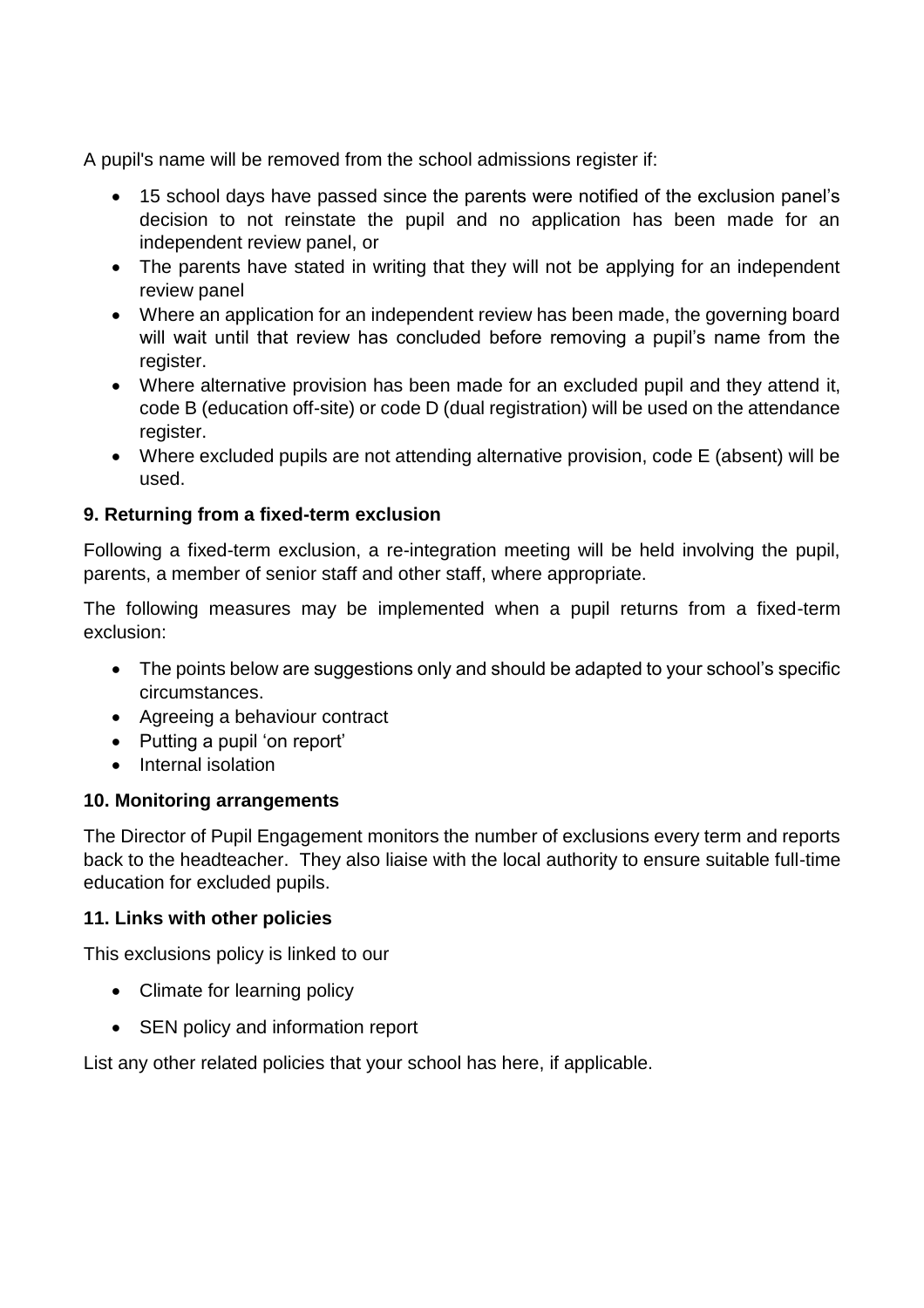A pupil's name will be removed from the school admissions register if:

- 15 school days have passed since the parents were notified of the exclusion panel's decision to not reinstate the pupil and no application has been made for an independent review panel, or
- The parents have stated in writing that they will not be applying for an independent review panel
- Where an application for an independent review has been made, the governing board will wait until that review has concluded before removing a pupil's name from the register.
- Where alternative provision has been made for an excluded pupil and they attend it, code B (education off-site) or code D (dual registration) will be used on the attendance register.
- Where excluded pupils are not attending alternative provision, code E (absent) will be used.

**9. Returning from a fixed-term exclusion**

Following a fixed-term exclusion, a re-integration meeting will be held involving the pupil, parents, a member of senior staff and other staff, where appropriate.

The following measures may be implemented when a pupil returns from a fixed-term exclusion:

- The points below are suggestions only and should be adapted to your school's specific circumstances.
- Agreeing a behaviour contract
- Putting a pupil 'on report'
- Internal isolation

**10. Monitoring arrangements**

The Director of Pupil Engagement monitors the number of exclusions every term and reports back to the headteacher. They also liaise with the local authority to ensure suitable full-time education for excluded pupils.

**11. Links with other policies**

This exclusions policy is linked to our

- Climate for learning policy
- SEN policy and information report

List any other related policies that your school has here, if applicable.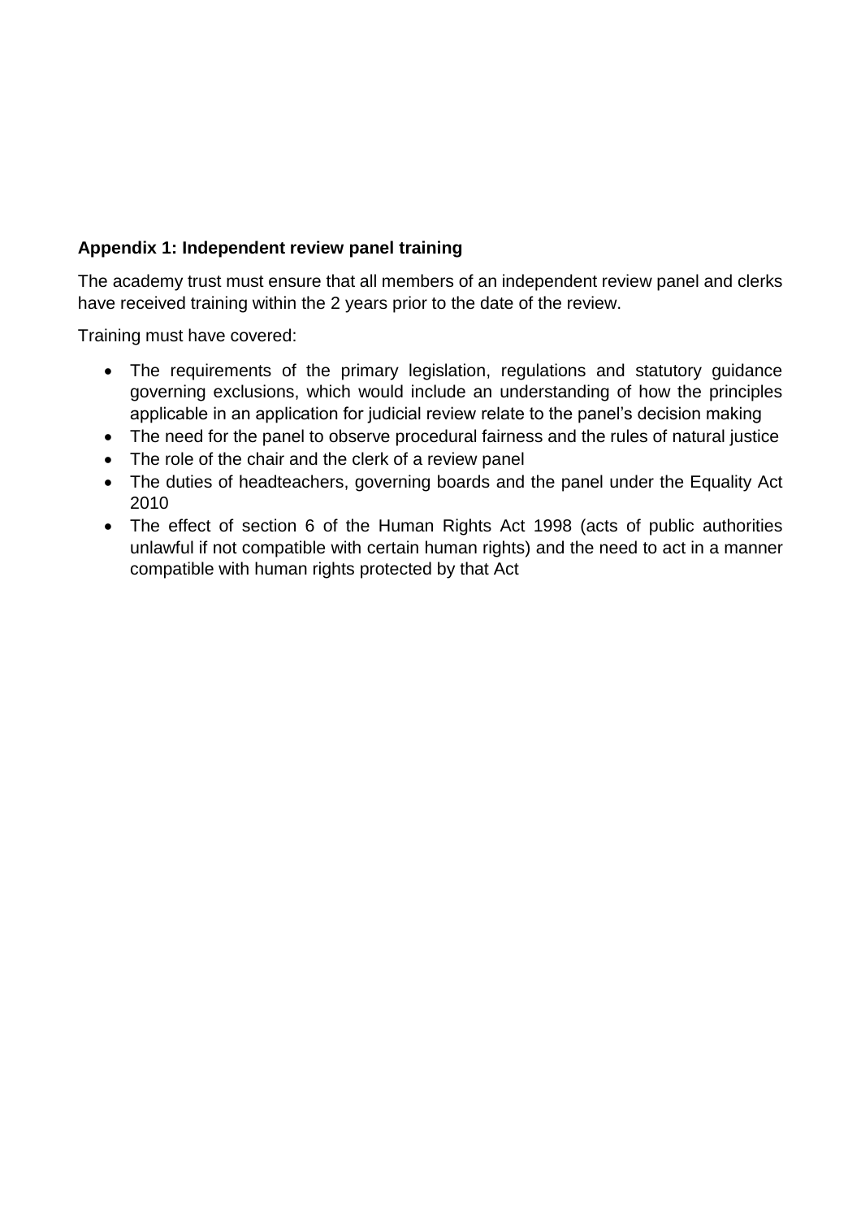## Appendix 1: Independent review panel training

The academy trust must ensure that all members of an independent review panel and clerks have received training within the 2 years prior to the date of the review.

Training must have covered:

- The requirements of the primary legislation, regulations and statutory guidance governing exclusions, which would include an understanding of how the principles applicable in an application for judicial review relate to the panel's decision making
- The need for the panel to observe procedural fairness and the rules of natural justice
- The role of the chair and the clerk of a review panel
- The duties of headteachers, governing boards and the panel under the Equality Act 2010
- The effect of section 6 of the Human Rights Act 1998 (acts of public authorities unlawful if not compatible with certain human rights) and the need to act in a manner compatible with human rights protected by that Act